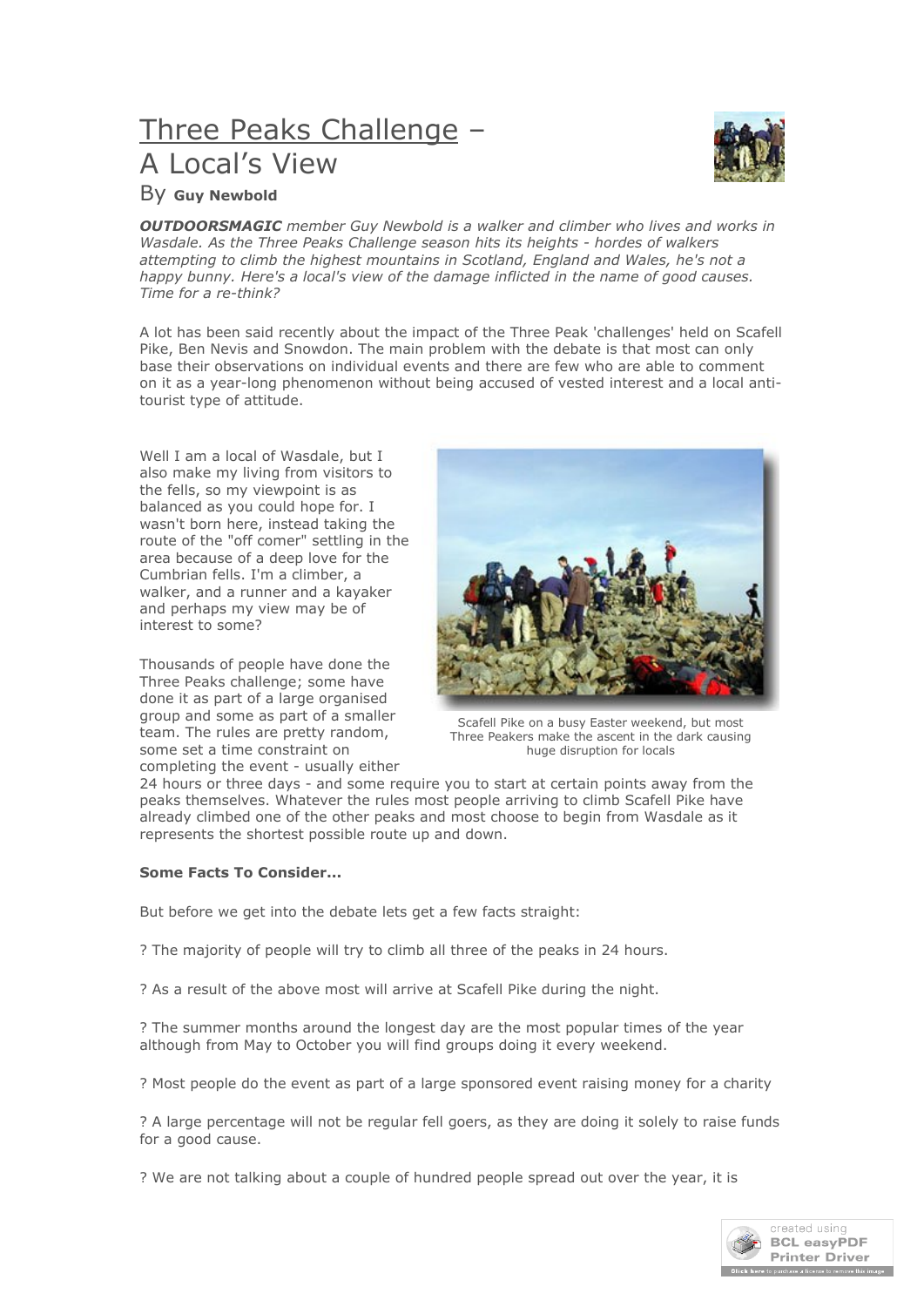# Three Peaks Challenge – A Local's View

By **Guy Newbold**

***OUTDOORSMAGIC*** *member Guy Newbold is a walker and climber who lives and works in Wasdale. As the Three Peaks Challenge season hits its heights - hordes of walkers attempting to climb the highest mountains in Scotland, England and Wales, he's not a happy bunny. Here's a local's view of the damage inflicted in the name of good causes. Time for a re-think?*

A lot has been said recently about the impact of the Three Peak 'challenges' held on Scafell Pike, Ben Nevis and Snowdon. The main problem with the debate is that most can only base their observations on individual events and there are few who are able to comment on it as a year-long phenomenon without being accused of vested interest and a local anti-tourist type of attitude.

Well I am a local of Wasdale, but I also make my living from visitors to the fells, so my viewpoint is as balanced as you could hope for. I wasn't born here, instead taking the route of the "off comer" settling in the area because of a deep love for the Cumbrian fells. I'm a climber, a walker, and a runner and a kayaker and perhaps my view may be of interest to some?

Scafell Pike on a busy Easter weekend, but most Three Peakers make the ascent in the dark causing huge disruption for locals

Thousands of people have done the Three Peaks challenge; some have done it as part of a large organised group and some as part of a smaller team. The rules are pretty random, some set a time constraint on completing the event - usually either 24 hours or three days - and some require you to start at certain points away from the peaks themselves. Whatever the rules most people arriving to climb Scafell Pike have already climbed one of the other peaks and most choose to begin from Wasdale as it represents the shortest possible route up and down.

**Some Facts To Consider...**

But before we get into the debate lets get a few facts straight:

? The majority of people will try to climb all three of the peaks in 24 hours.

? As a result of the above most will arrive at Scafell Pike during the night.

? The summer months around the longest day are the most popular times of the year although from May to October you will find groups doing it every weekend.

? Most people do the event as part of a large sponsored event raising money for a charity

? A large percentage will not be regular fell goers, as they are doing it solely to raise funds for a good cause.

? We are not talking about a couple of hundred people spread out over the year, it is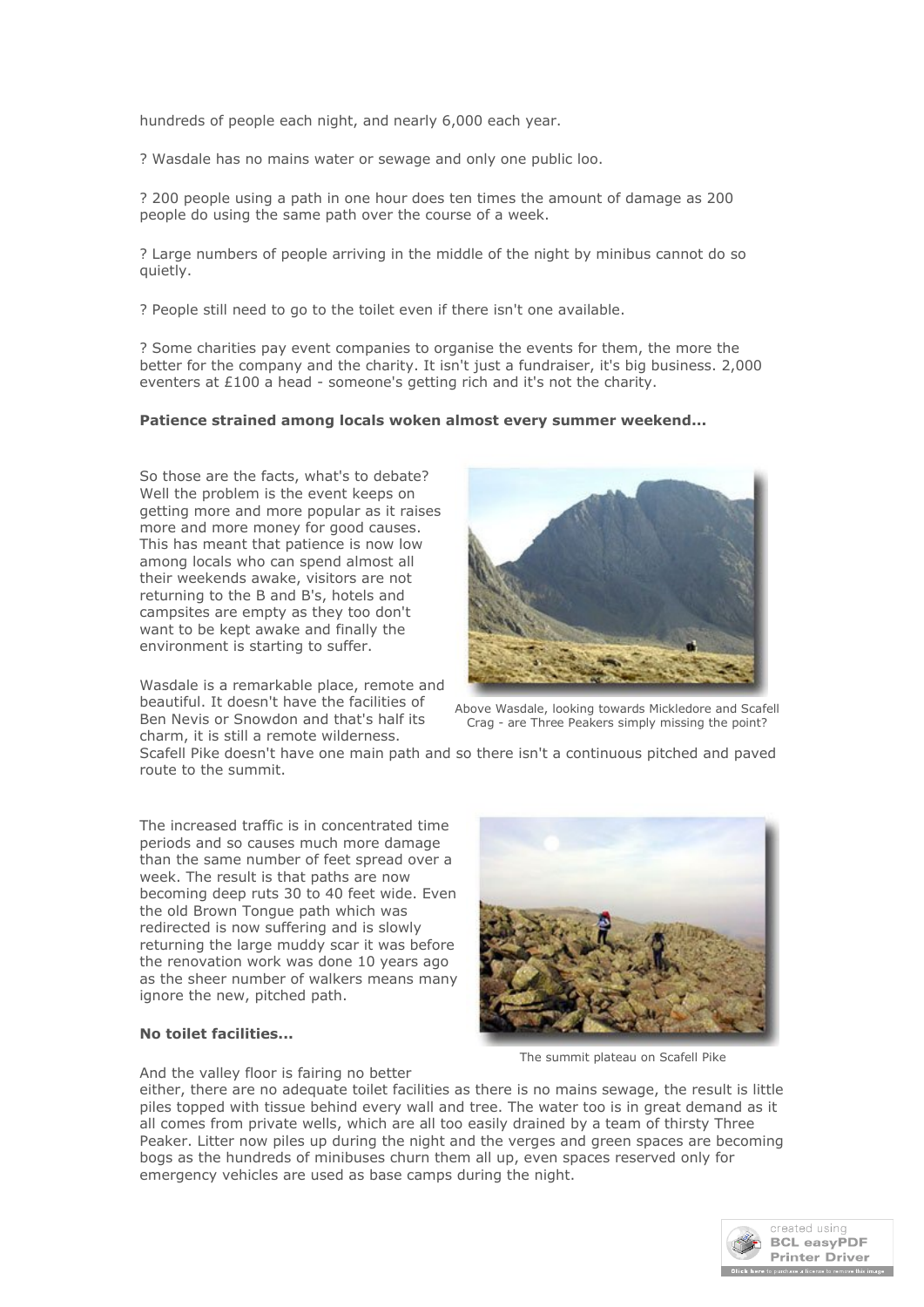hundreds of people each night, and nearly 6,000 each year.

? Wasdale has no mains water or sewage and only one public loo.

? 200 people using a path in one hour does ten times the amount of damage as 200 people do using the same path over the course of a week.

? Large numbers of people arriving in the middle of the night by minibus cannot do so quietly.

? People still need to go to the toilet even if there isn't one available.

? Some charities pay event companies to organise the events for them, the more the better for the company and the charity. It isn't just a fundraiser, it's big business. 2,000 eventers at £100 a head - someone's getting rich and it's not the charity.

**Patience strained among locals woken almost every summer weekend...**

So those are the facts, what's to debate? Well the problem is the event keeps on getting more and more popular as it raises more and more money for good causes. This has meant that patience is now low among locals who can spend almost all their weekends awake, visitors are not returning to the B and B's, hotels and campsites are empty as they too don't want to be kept awake and finally the environment is starting to suffer.

Above Wasdale, looking towards Mickledore and Scafell Crag - are Three Peakers simply missing the point?

Wasdale is a remarkable place, remote and beautiful. It doesn't have the facilities of Ben Nevis or Snowdon and that's half its charm, it is still a remote wilderness. Scafell Pike doesn't have one main path and so there isn't a continuous pitched and paved route to the summit.

The increased traffic is in concentrated time periods and so causes much more damage than the same number of feet spread over a week. The result is that paths are now becoming deep ruts 30 to 40 feet wide. Even the old Brown Tongue path which was redirected is now suffering and is slowly returning the large muddy scar it was before the renovation work was done 10 years ago as the sheer number of walkers means many ignore the new, pitched path.

The summit plateau on Scafell Pike

**No toilet facilities...**

And the valley floor is fairing no better either, there are no adequate toilet facilities as there is no mains sewage, the result is little piles topped with tissue behind every wall and tree. The water too is in great demand as it all comes from private wells, which are all too easily drained by a team of thirsty Three Peaker. Litter now piles up during the night and the verges and green spaces are becoming bogs as the hundreds of minibuses churn them all up, even spaces reserved only for emergency vehicles are used as base camps during the night.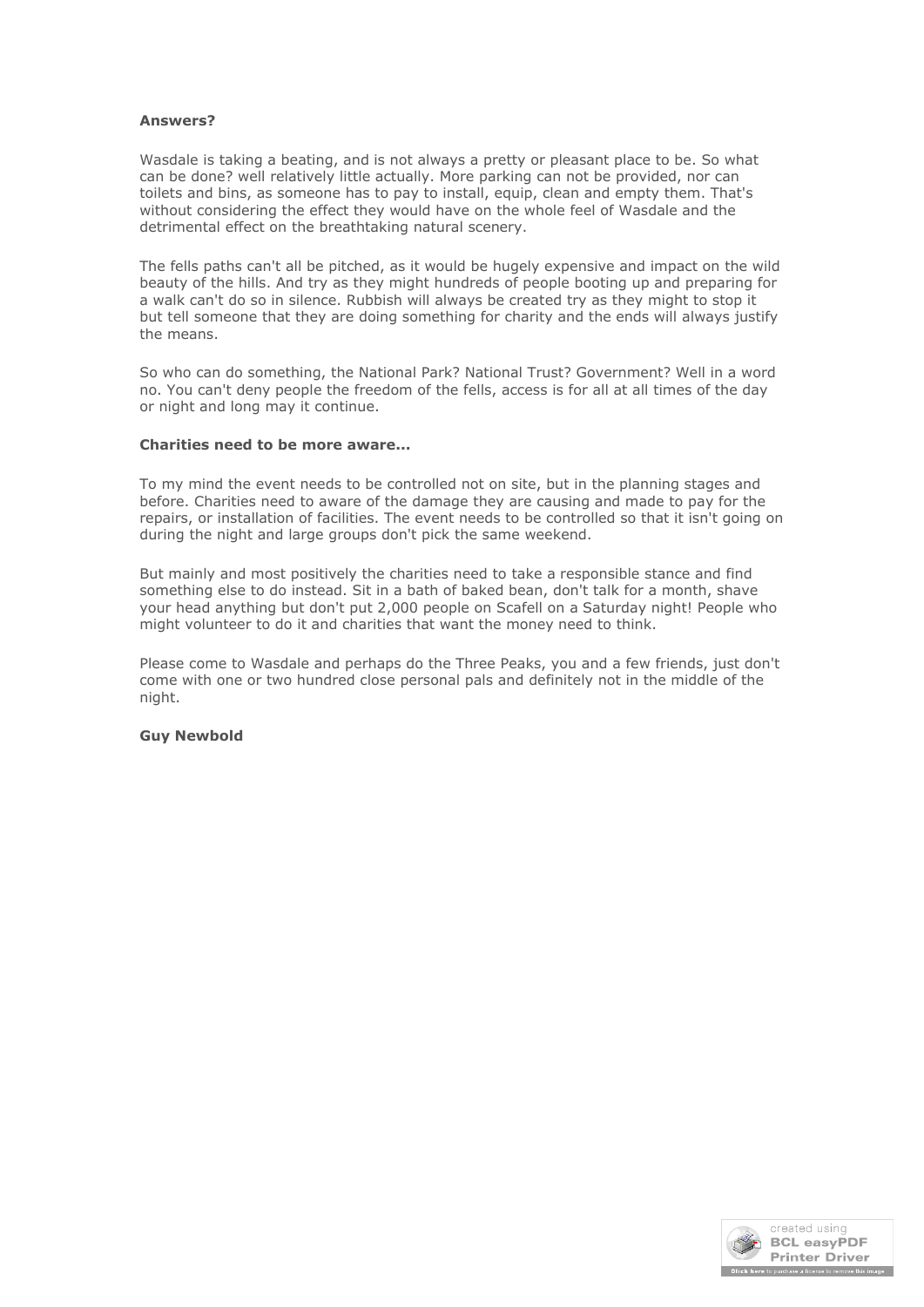**Answers?**

Wasdale is taking a beating, and is not always a pretty or pleasant place to be. So what can be done? well relatively little actually. More parking can not be provided, nor can toilets and bins, as someone has to pay to install, equip, clean and empty them. That's without considering the effect they would have on the whole feel of Wasdale and the detrimental effect on the breathtaking natural scenery.

The fells paths can't all be pitched, as it would be hugely expensive and impact on the wild beauty of the hills. And try as they might hundreds of people booting up and preparing for a walk can't do so in silence. Rubbish will always be created try as they might to stop it but tell someone that they are doing something for charity and the ends will always justify the means.

So who can do something, the National Park? National Trust? Government? Well in a word no. You can't deny people the freedom of the fells, access is for all at all times of the day or night and long may it continue.

**Charities need to be more aware...**

To my mind the event needs to be controlled not on site, but in the planning stages and before. Charities need to aware of the damage they are causing and made to pay for the repairs, or installation of facilities. The event needs to be controlled so that it isn't going on during the night and large groups don't pick the same weekend.

But mainly and most positively the charities need to take a responsible stance and find something else to do instead. Sit in a bath of baked bean, don't talk for a month, shave your head anything but don't put 2,000 people on Scafell on a Saturday night! People who might volunteer to do it and charities that want the money need to think.

Please come to Wasdale and perhaps do the Three Peaks, you and a few friends, just don't come with one or two hundred close personal pals and definitely not in the middle of the night.

**Guy Newbold**